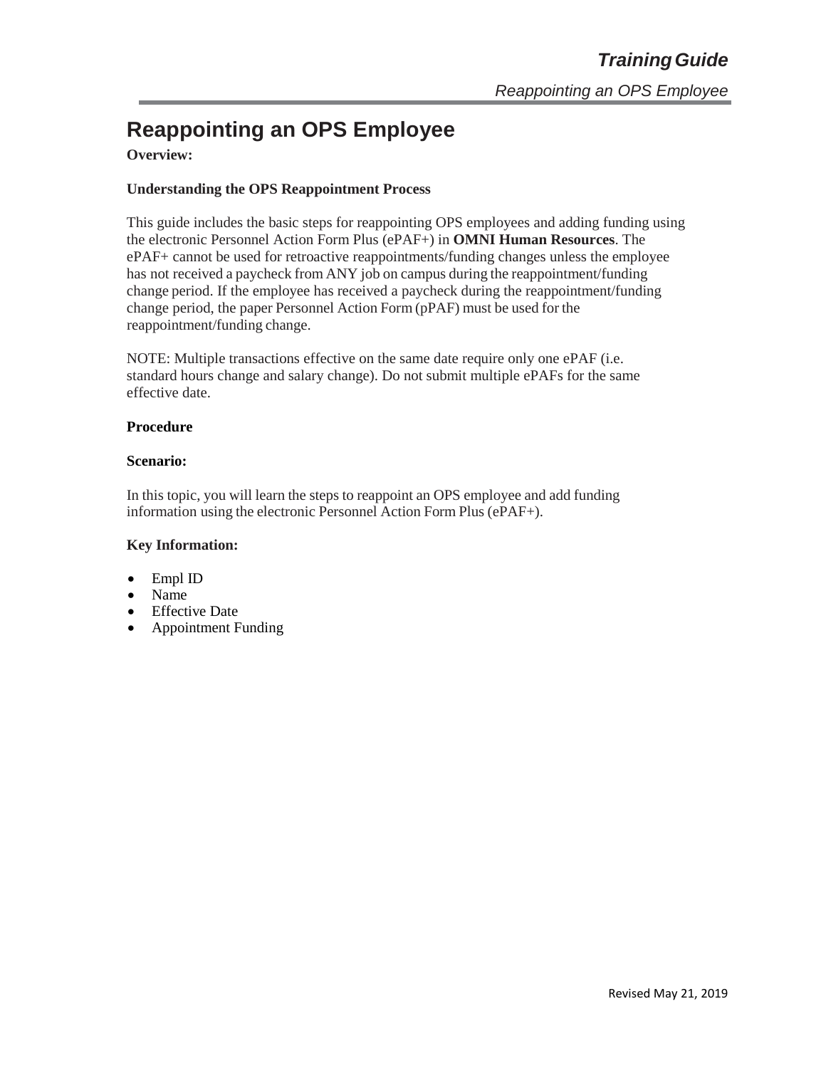# Reappointing an OPS Employee

**Overview:**

**Understanding the OPS Reappointment Process**

This guide includes the basic steps for reappointing OPS employees and adding funding using the electronic Personnel Action Form Plus (ePAF+) in **OMNI Human Resources**. The ePAF+ cannot be used for retroactive reappointments/funding changes unless the employee has not received a paycheck from ANY job on campus during the reappointment/funding change period. If the employee has received a paycheck during the reappointment/funding change period, the paper Personnel Action Form (pPAF) must be used for the reappointment/funding change.

NOTE: Multiple transactions effective on the same date require only one ePAF (i.e. standard hours change and salary change). Do not submit multiple ePAFs for the same effective date.

**Procedure**

**Scenario:**

In this topic, you will learn the steps to reappoint an OPS employee and add funding information using the electronic Personnel Action Form Plus (ePAF+).

**Key Information:**

- Empl ID
- Name
- Effective Date
- Appointment Funding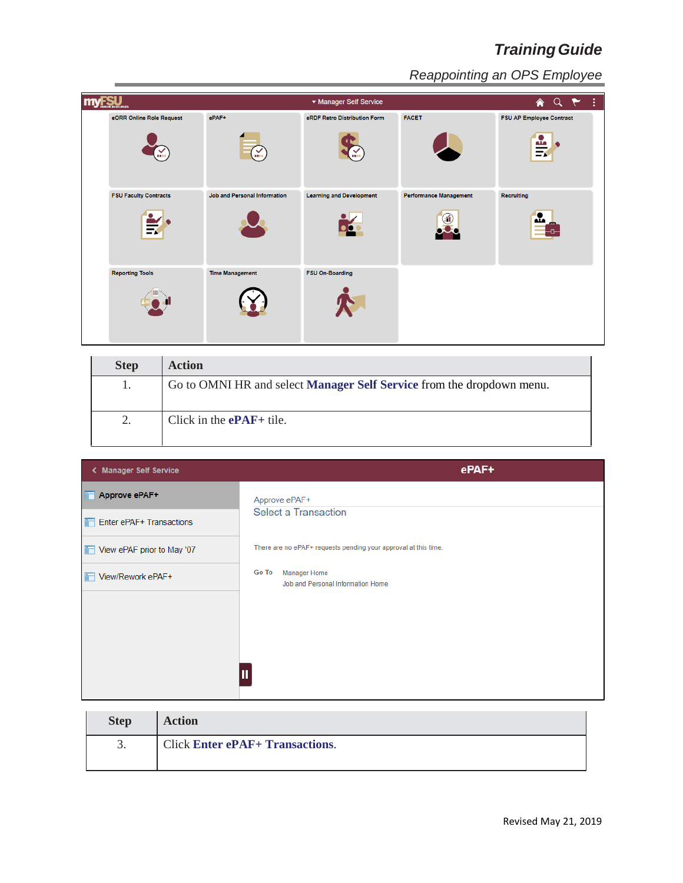| Step | Action |
|---|---|
| 1. | Go to OMNI HR and select **Manager Self Service** from the dropdown menu. |
| 2. | Click in the **ePAF+** tile. |

| Step | Action |
|---|---|
| 3. | Click **Enter ePAF+ Transactions**. |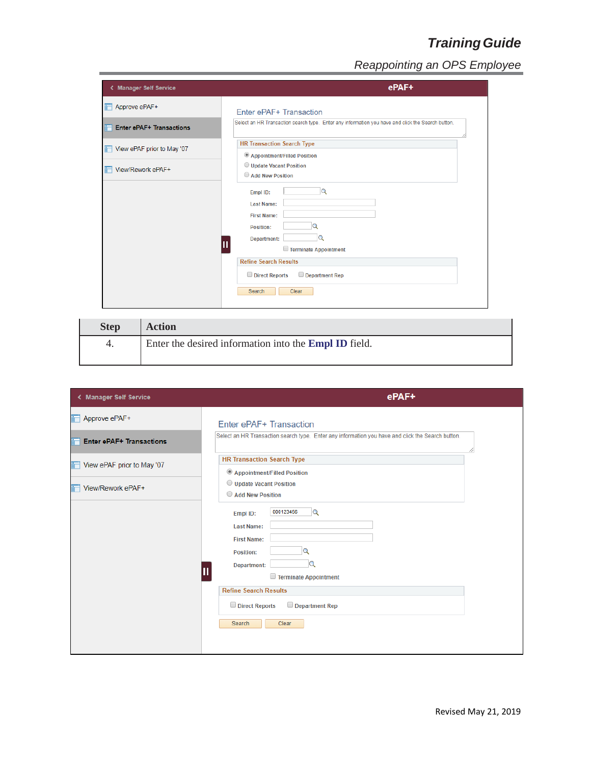| Step | Action |
| --- | --- |
| 4. | Enter the desired information into the **Empl ID** field. |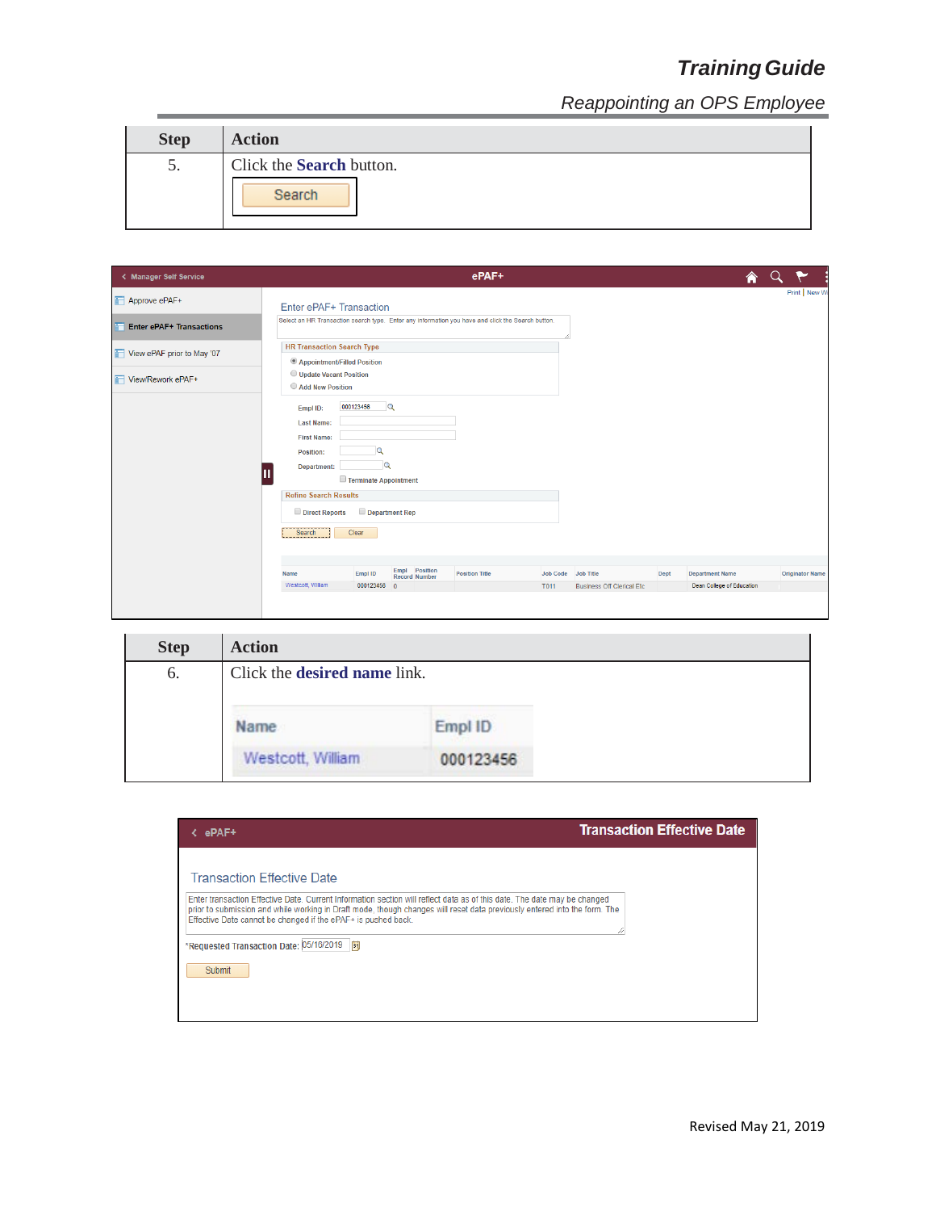| Step | Action |
|---|---|
| 5. | Click the **Search** button. |

| Step | Action |
|---|---|
| 6. | Click the **desired name** link. |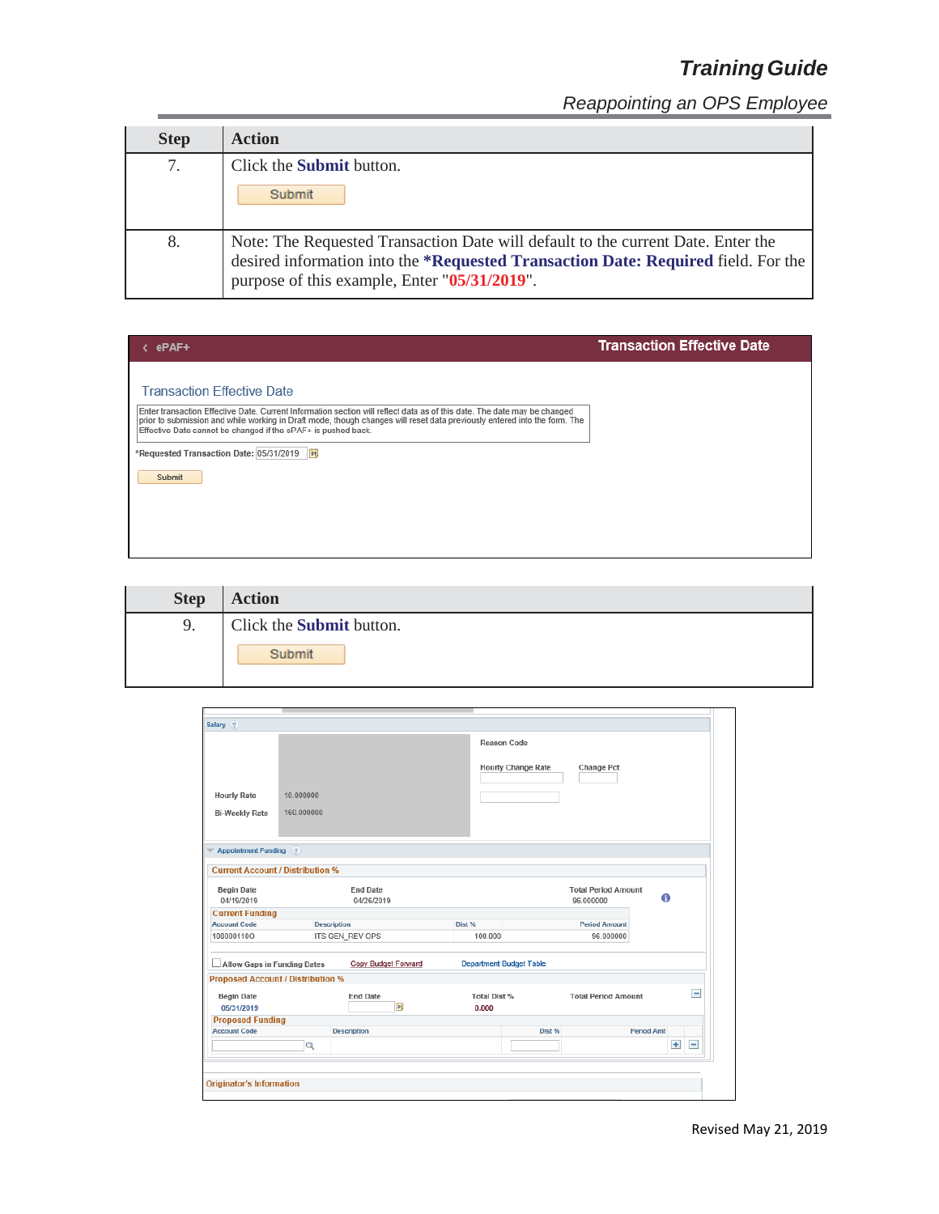| Step | Action |
|---|---|
| 7. | Click the **Submit** button. |
| 8. | Note: The Requested Transaction Date will default to the current Date. Enter the desired information into the **\*Requested Transaction Date: Required** field. For the purpose of this example, Enter "**05/31/2019**". |

| Step | Action |
|---|---|
| 9. | Click the **Submit** button. |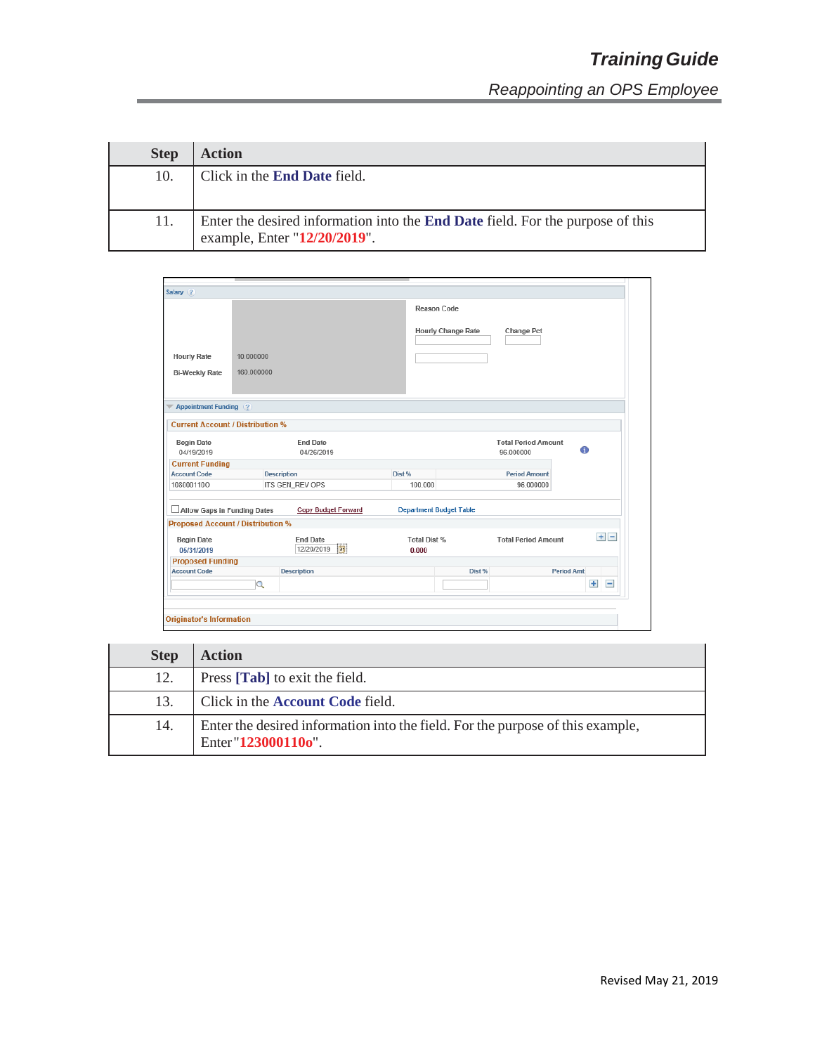| Step | Action |
|---|---|
| 10. | Click in the **End Date** field. |
| 11. | Enter the desired information into the **End Date** field. For the purpose of this example, Enter "**12/20/2019**". |

| Step | Action |
|---|---|
| 12. | Press **[Tab]** to exit the field. |
| 13. | Click in the **Account Code** field. |
| 14. | Enter the desired information into the field. For the purpose of this example, Enter"**123000110o**". |

Revised May 21, 2019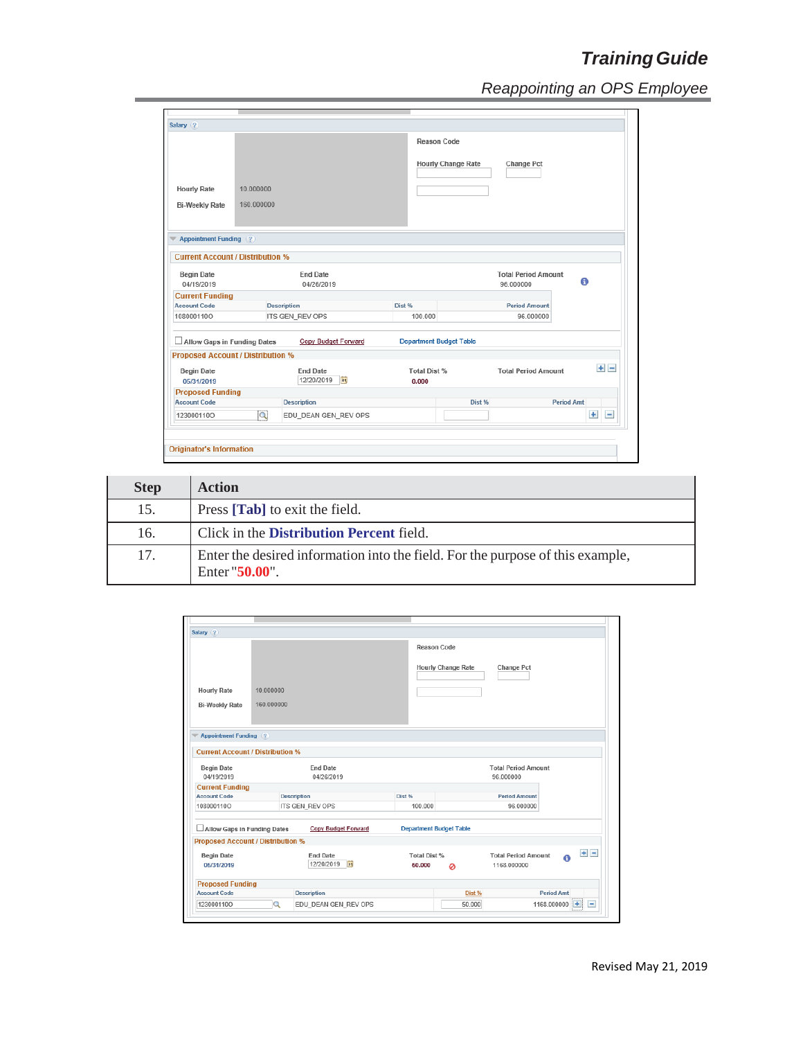| Step | Action |
|---|---|
| 15. | Press **[Tab]** to exit the field. |
| 16. | Click in the **Distribution Percent** field. |
| 17. | Enter the desired information into the field. For the purpose of this example, Enter "**50.00**". |

Revised May 21, 2019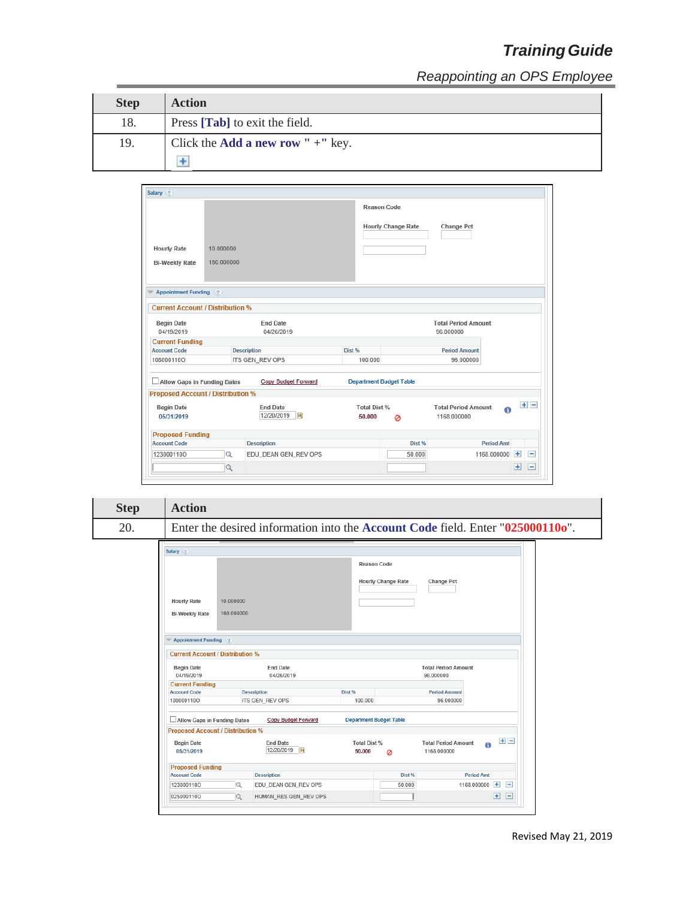| Step | Action |
| --- | --- |
| 18. | Press **[Tab]** to exit the field. |
| 19. | Click the **Add a new row " +"** key. |

| Step | Action |
| --- | --- |
| 20. | Enter the desired information into the **Account Code** field. Enter "**025000110o**". |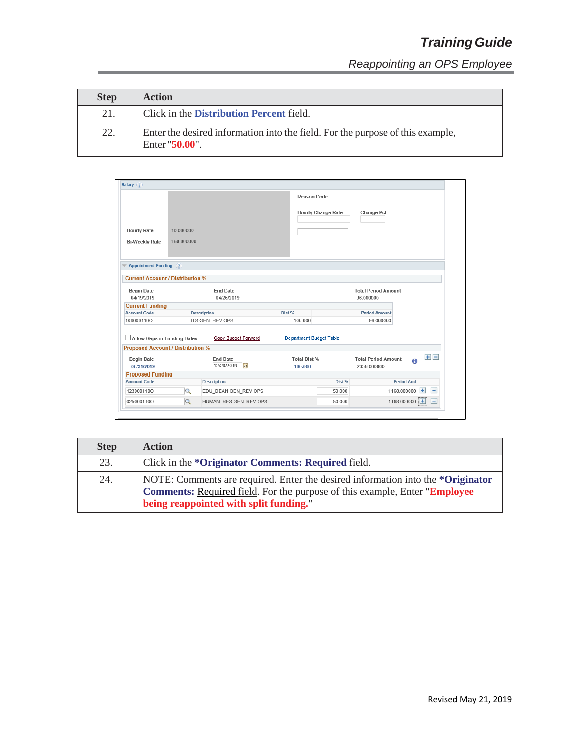| Step | Action |
|---|---|
| 21. | Click in the **Distribution Percent** field. |
| 22. | Enter the desired information into the field. For the purpose of this example, Enter "**50.00**". |

| Step | Action |
|---|---|
| 23. | Click in the **\*Originator Comments: Required** field. |
| 24. | NOTE: Comments are required. Enter the desired information into the **\*Originator Comments:** Required field. For the purpose of this example, Enter "**Employee being reappointed with split funding.**" |

Revised May 21, 2019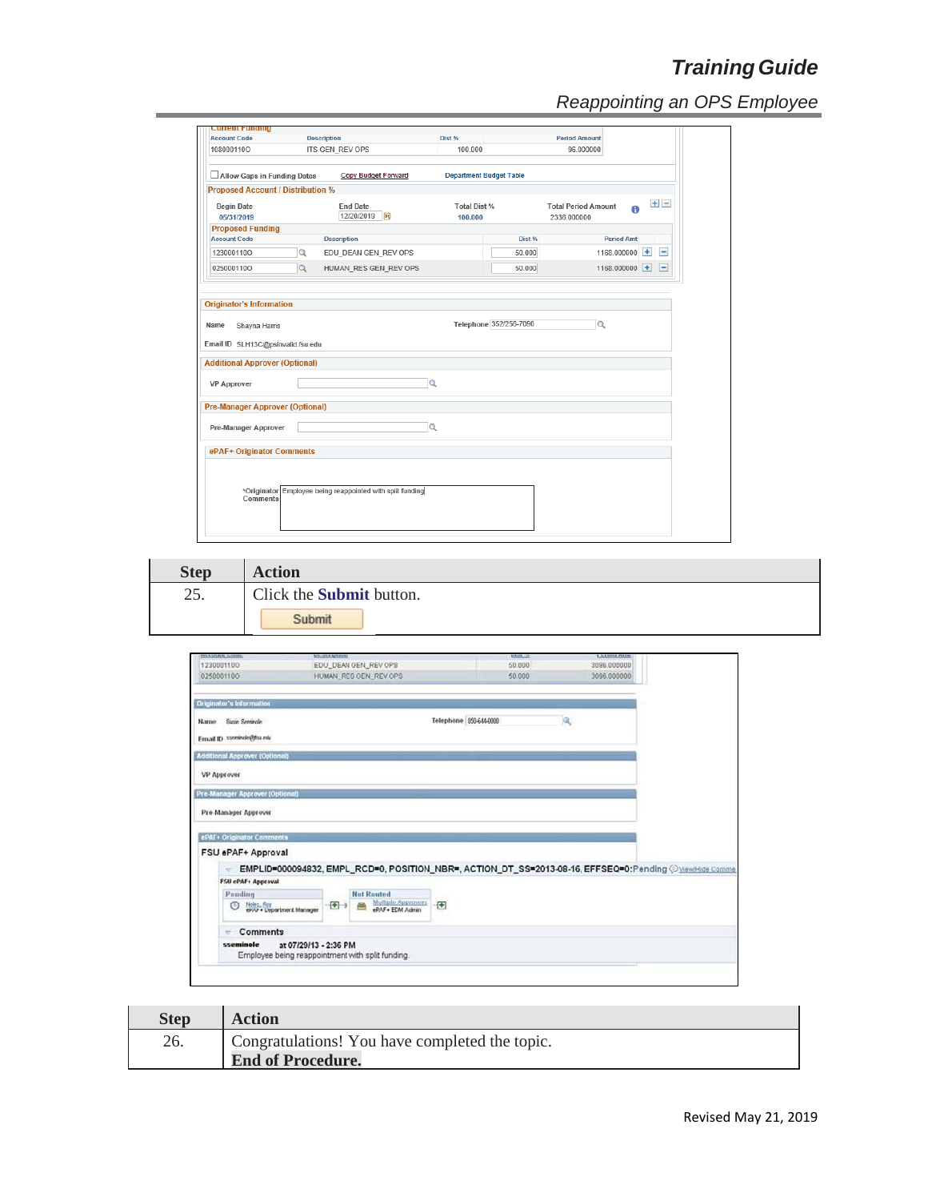| Step | Action |
|---|---|
| 25. | Click the **Submit** button. Submit |

| Step | Action |
|---|---|
| 26. | Congratulations! You have completed the topic. **End of Procedure.** |